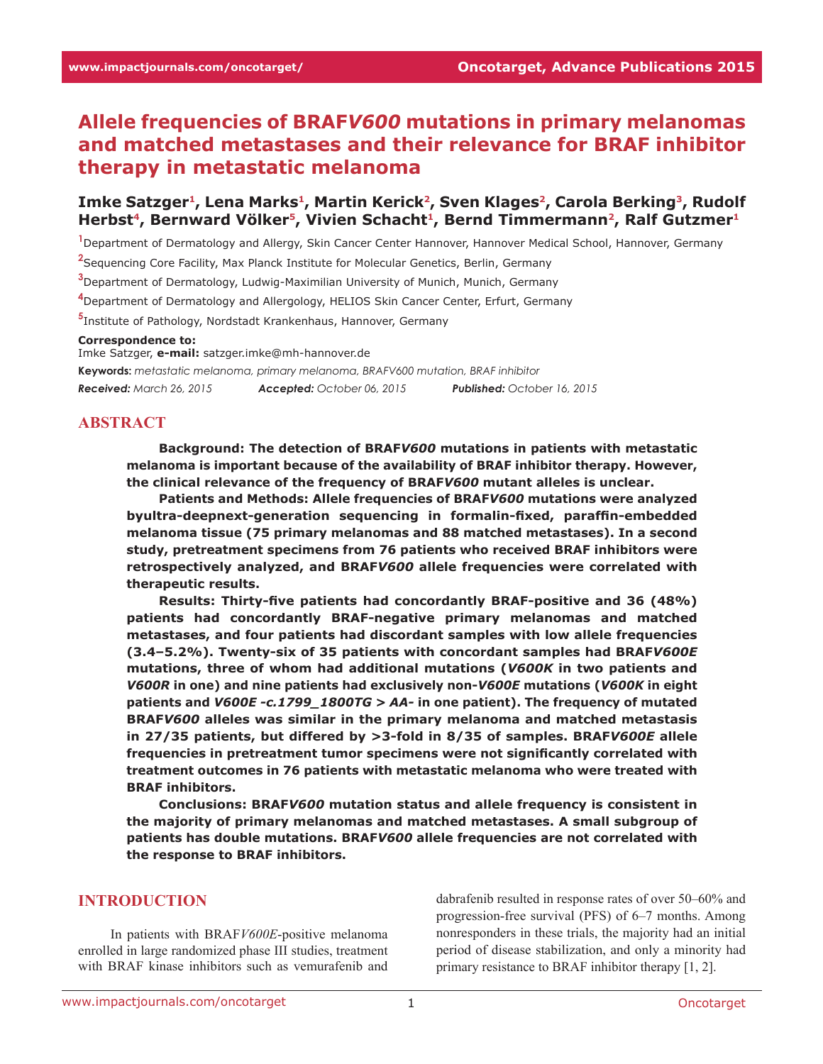# Allele frequencies of BRAF*V600* mutations in primary melanomas and matched metastases and their relevance for BRAF inhibitor therapy in metastatic melanoma

**Imke Satzger[1], Lena Marks[1], Martin Kerick[2], Sven Klages[2], Carola Berking[3], Rudolf Herbst[4], Bernward Völker[5], Vivien Schacht[1], Bernd Timmermann[2], Ralf Gutzmer[1]**

[1]Department of Dermatology and Allergy, Skin Cancer Center Hannover, Hannover Medical School, Hannover, Germany

[2]Sequencing Core Facility, Max Planck Institute for Molecular Genetics, Berlin, Germany

[3]Department of Dermatology, Ludwig-Maximilian University of Munich, Munich, Germany

[4]Department of Dermatology and Allergology, HELIOS Skin Cancer Center, Erfurt, Germany

[5]Institute of Pathology, Nordstadt Krankenhaus, Hannover, Germany

**Correspondence to:**
Imke Satzger, **e-mail:** satzger.imke@mh-hannover.de

**Keywords:** *metastatic melanoma, primary melanoma, BRAFV600 mutation, BRAF inhibitor*

***Received:*** *March 26, 2015* ***Accepted:*** *October 06, 2015* ***Published:*** *October 16, 2015*

## ABSTRACT

**Background: The detection of BRAF*V600* mutations in patients with metastatic melanoma is important because of the availability of BRAF inhibitor therapy. However, the clinical relevance of the frequency of BRAF*V600* mutant alleles is unclear.**

**Patients and Methods: Allele frequencies of BRAF*V600* mutations were analyzed byultra-deepnext-generation sequencing in formalin-fixed, paraffin-embedded melanoma tissue (75 primary melanomas and 88 matched metastases). In a second study, pretreatment specimens from 76 patients who received BRAF inhibitors were retrospectively analyzed, and BRAF*V600* allele frequencies were correlated with therapeutic results.**

**Results: Thirty-five patients had concordantly BRAF-positive and 36 (48%) patients had concordantly BRAF-negative primary melanomas and matched metastases, and four patients had discordant samples with low allele frequencies (3.4–5.2%). Twenty-six of 35 patients with concordant samples had BRAF*V600E* mutations, three of whom had additional mutations (*V600K* in two patients and *V600R* in one) and nine patients had exclusively non-*V600E* mutations (*V600K* in eight patients and *V600E -c.1799_1800TG > AA-* in one patient). The frequency of mutated BRAF*V600* alleles was similar in the primary melanoma and matched metastasis in 27/35 patients, but differed by >3-fold in 8/35 of samples. BRAF*V600E* allele frequencies in pretreatment tumor specimens were not significantly correlated with treatment outcomes in 76 patients with metastatic melanoma who were treated with BRAF inhibitors.**

**Conclusions: BRAF*V600* mutation status and allele frequency is consistent in the majority of primary melanomas and matched metastases. A small subgroup of patients has double mutations. BRAF*V600* allele frequencies are not correlated with the response to BRAF inhibitors.**

## INTRODUCTION

In patients with BRAF*V600E*-positive melanoma enrolled in large randomized phase III studies, treatment with BRAF kinase inhibitors such as vemurafenib and dabrafenib resulted in response rates of over 50–60% and progression-free survival (PFS) of 6–7 months. Among nonresponders in these trials, the majority had an initial period of disease stabilization, and only a minority had primary resistance to BRAF inhibitor therapy [1, 2].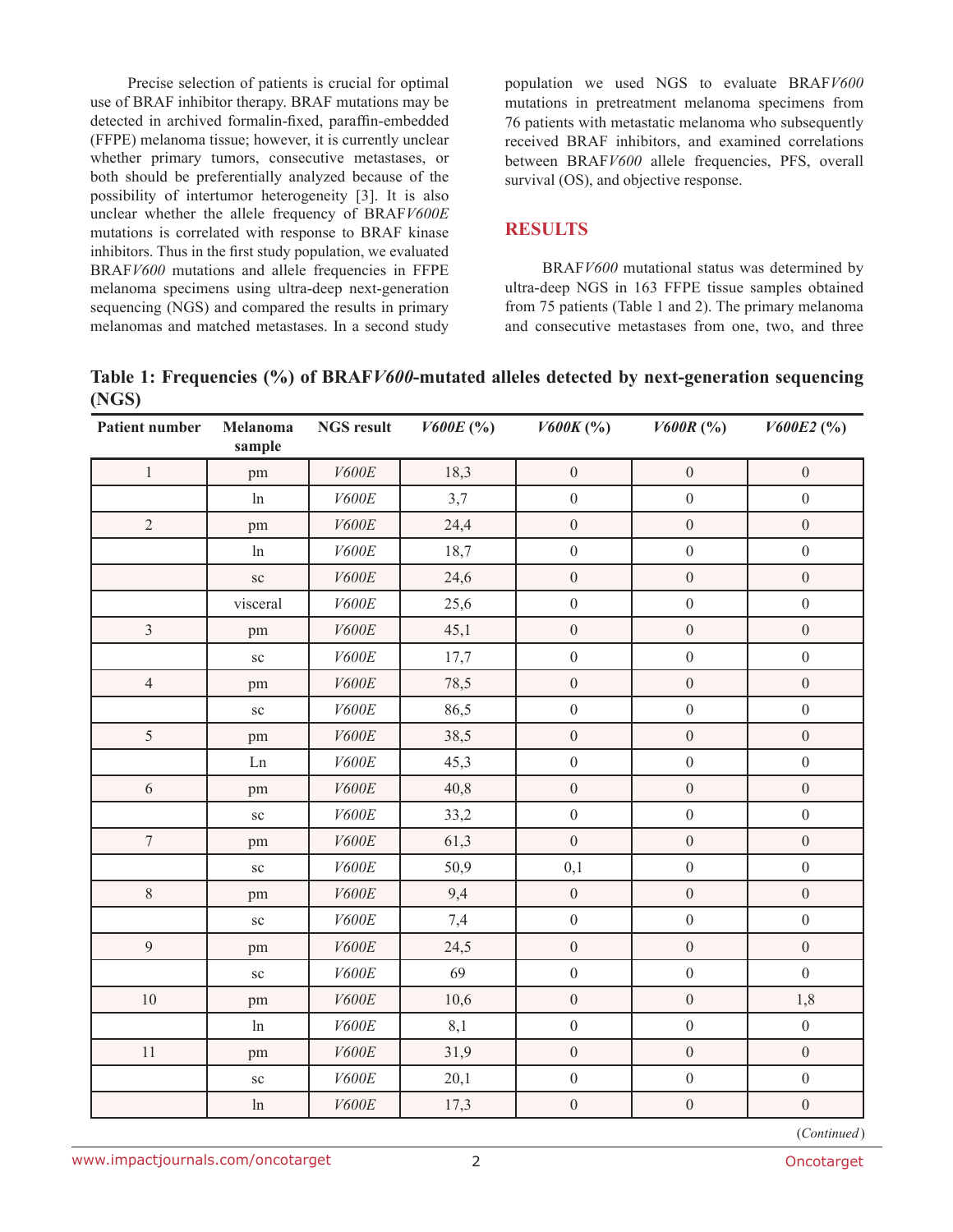Precise selection of patients is crucial for optimal use of BRAF inhibitor therapy. BRAF mutations may be detected in archived formalin-fixed, paraffin-embedded (FFPE) melanoma tissue; however, it is currently unclear whether primary tumors, consecutive metastases, or both should be preferentially analyzed because of the possibility of intertumor heterogeneity [3]. It is also unclear whether the allele frequency of BRAF*V600E* mutations is correlated with response to BRAF kinase inhibitors. Thus in the first study population, we evaluated BRAF*V600* mutations and allele frequencies in FFPE melanoma specimens using ultra-deep next-generation sequencing (NGS) and compared the results in primary melanomas and matched metastases. In a second study population we used NGS to evaluate BRAF*V600* mutations in pretreatment melanoma specimens from 76 patients with metastatic melanoma who subsequently received BRAF inhibitors, and examined correlations between BRAF*V600* allele frequencies, PFS, overall survival (OS), and objective response.

## RESULTS

BRAF*V600* mutational status was determined by ultra-deep NGS in 163 FFPE tissue samples obtained from 75 patients (Table 1 and 2). The primary melanoma and consecutive metastases from one, two, and three

**Table 1: Frequencies (%) of BRAF*V600*-mutated alleles detected by next-generation sequencing (NGS)**

| Patient number | Melanoma sample | NGS result | *V600E* (%) | *V600K* (%) | *V600R* (%) | *V600E2* (%) |
|---|---|---|---|---|---|---|
| 1 | pm | *V600E* | 18,3 | 0 | 0 | 0 |
| | ln | *V600E* | 3,7 | 0 | 0 | 0 |
| 2 | pm | *V600E* | 24,4 | 0 | 0 | 0 |
| | ln | *V600E* | 18,7 | 0 | 0 | 0 |
| | sc | *V600E* | 24,6 | 0 | 0 | 0 |
| | visceral | *V600E* | 25,6 | 0 | 0 | 0 |
| 3 | pm | *V600E* | 45,1 | 0 | 0 | 0 |
| | sc | *V600E* | 17,7 | 0 | 0 | 0 |
| 4 | pm | *V600E* | 78,5 | 0 | 0 | 0 |
| | sc | *V600E* | 86,5 | 0 | 0 | 0 |
| 5 | pm | *V600E* | 38,5 | 0 | 0 | 0 |
| | Ln | *V600E* | 45,3 | 0 | 0 | 0 |
| 6 | pm | *V600E* | 40,8 | 0 | 0 | 0 |
| | sc | *V600E* | 33,2 | 0 | 0 | 0 |
| 7 | pm | *V600E* | 61,3 | 0 | 0 | 0 |
| | sc | *V600E* | 50,9 | 0,1 | 0 | 0 |
| 8 | pm | *V600E* | 9,4 | 0 | 0 | 0 |
| | sc | *V600E* | 7,4 | 0 | 0 | 0 |
| 9 | pm | *V600E* | 24,5 | 0 | 0 | 0 |
| | sc | *V600E* | 69 | 0 | 0 | 0 |
| 10 | pm | *V600E* | 10,6 | 0 | 0 | 1,8 |
| | ln | *V600E* | 8,1 | 0 | 0 | 0 |
| 11 | pm | *V600E* | 31,9 | 0 | 0 | 0 |
| | sc | *V600E* | 20,1 | 0 | 0 | 0 |
| | ln | *V600E* | 17,3 | 0 | 0 | 0 |

(*Continued*)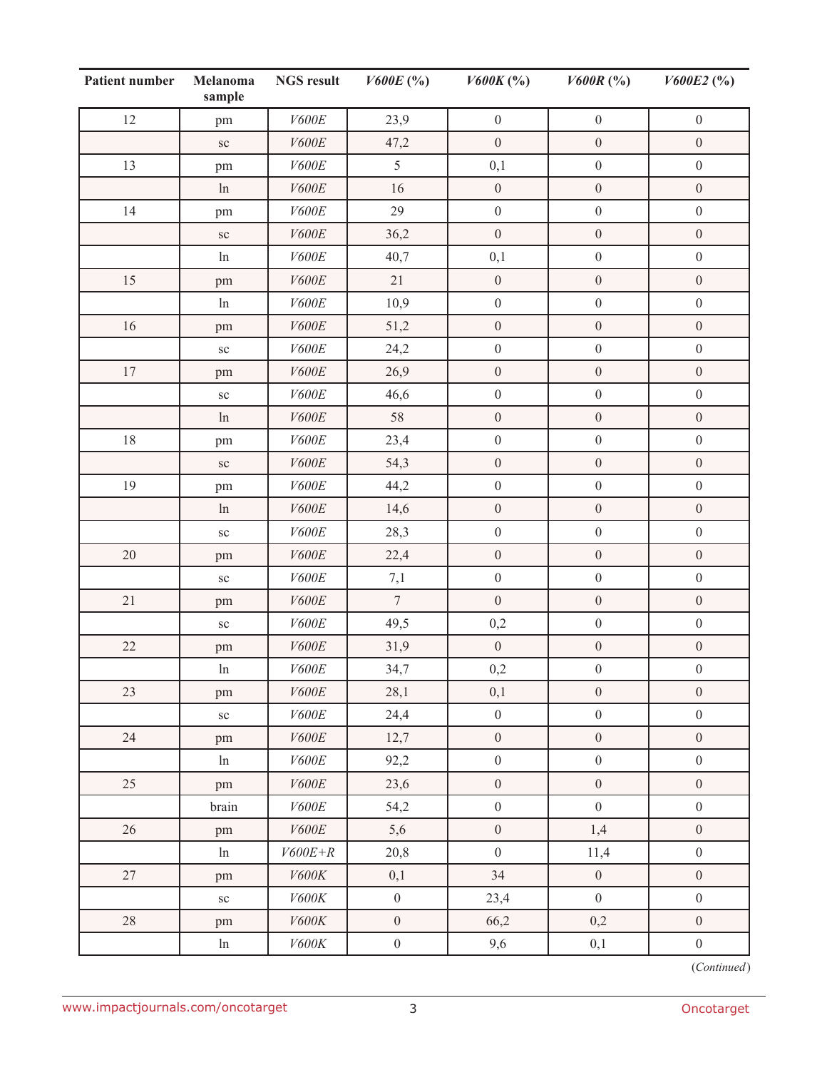| Patient number | Melanoma sample | NGS result | *V600E* (%) | *V600K* (%) | *V600R* (%) | *V600E2* (%) |
|---|---|---|---|---|---|---|
| 12 | pm | *V600E* | 23,9 | 0 | 0 | 0 |
| | sc | *V600E* | 47,2 | 0 | 0 | 0 |
| 13 | pm | *V600E* | 5 | 0,1 | 0 | 0 |
| | ln | *V600E* | 16 | 0 | 0 | 0 |
| 14 | pm | *V600E* | 29 | 0 | 0 | 0 |
| | sc | *V600E* | 36,2 | 0 | 0 | 0 |
| | ln | *V600E* | 40,7 | 0,1 | 0 | 0 |
| 15 | pm | *V600E* | 21 | 0 | 0 | 0 |
| | ln | *V600E* | 10,9 | 0 | 0 | 0 |
| 16 | pm | *V600E* | 51,2 | 0 | 0 | 0 |
| | sc | *V600E* | 24,2 | 0 | 0 | 0 |
| 17 | pm | *V600E* | 26,9 | 0 | 0 | 0 |
| | sc | *V600E* | 46,6 | 0 | 0 | 0 |
| | ln | *V600E* | 58 | 0 | 0 | 0 |
| 18 | pm | *V600E* | 23,4 | 0 | 0 | 0 |
| | sc | *V600E* | 54,3 | 0 | 0 | 0 |
| 19 | pm | *V600E* | 44,2 | 0 | 0 | 0 |
| | ln | *V600E* | 14,6 | 0 | 0 | 0 |
| | sc | *V600E* | 28,3 | 0 | 0 | 0 |
| 20 | pm | *V600E* | 22,4 | 0 | 0 | 0 |
| | sc | *V600E* | 7,1 | 0 | 0 | 0 |
| 21 | pm | *V600E* | 7 | 0 | 0 | 0 |
| | sc | *V600E* | 49,5 | 0,2 | 0 | 0 |
| 22 | pm | *V600E* | 31,9 | 0 | 0 | 0 |
| | ln | *V600E* | 34,7 | 0,2 | 0 | 0 |
| 23 | pm | *V600E* | 28,1 | 0,1 | 0 | 0 |
| | sc | *V600E* | 24,4 | 0 | 0 | 0 |
| 24 | pm | *V600E* | 12,7 | 0 | 0 | 0 |
| | ln | *V600E* | 92,2 | 0 | 0 | 0 |
| 25 | pm | *V600E* | 23,6 | 0 | 0 | 0 |
| | brain | *V600E* | 54,2 | 0 | 0 | 0 |
| 26 | pm | *V600E* | 5,6 | 0 | 1,4 | 0 |
| | ln | *V600E+R* | 20,8 | 0 | 11,4 | 0 |
| 27 | pm | *V600K* | 0,1 | 34 | 0 | 0 |
| | sc | *V600K* | 0 | 23,4 | 0 | 0 |
| 28 | pm | *V600K* | 0 | 66,2 | 0,2 | 0 |
| | ln | *V600K* | 0 | 9,6 | 0,1 | 0 |

(*Continued*)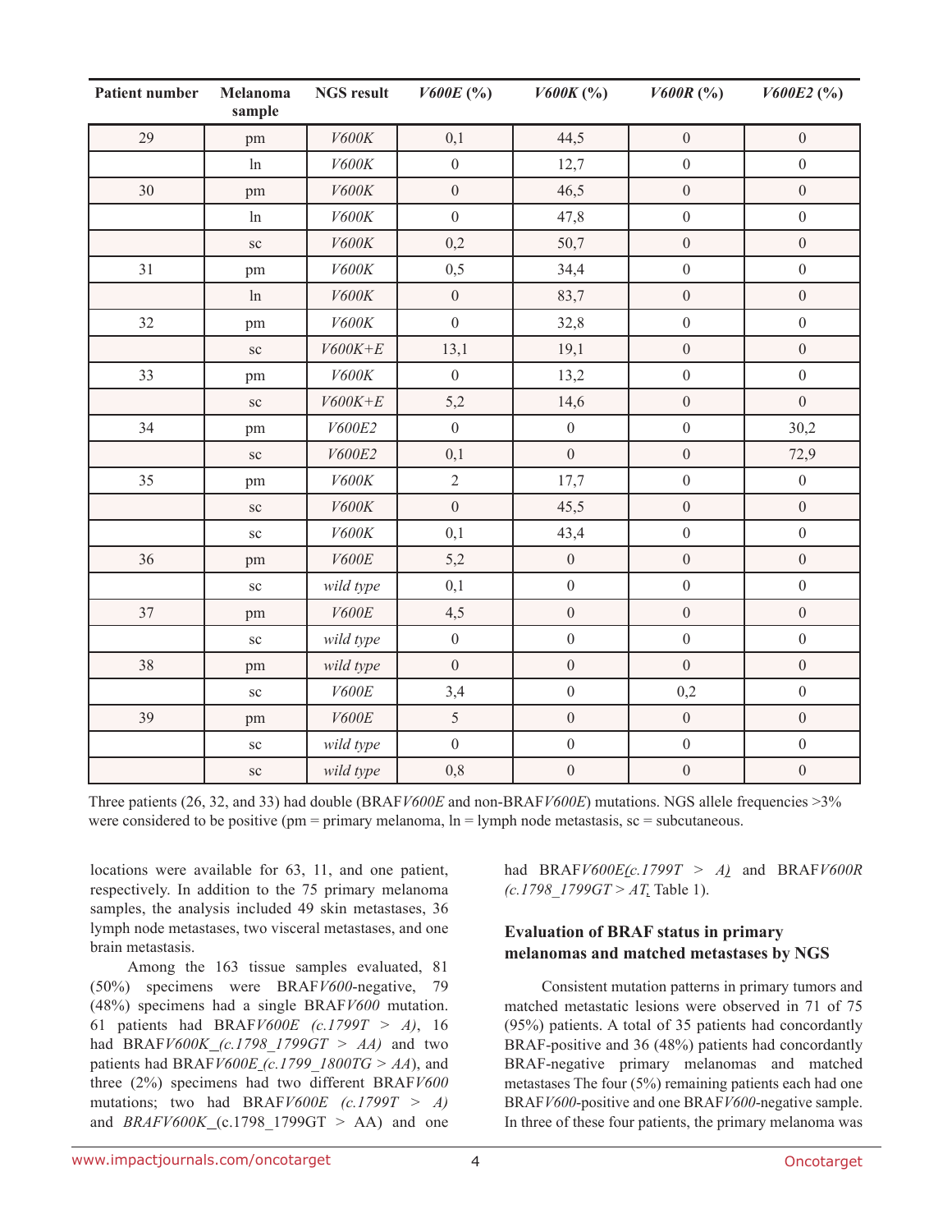| Patient number | Melanoma sample | NGS result | *V600E* (%) | *V600K* (%) | *V600R* (%) | *V600E2* (%) |
|---|---|---|---|---|---|---|
| 29 | pm | *V600K* | 0,1 | 44,5 | 0 | 0 |
| | ln | *V600K* | 0 | 12,7 | 0 | 0 |
| 30 | pm | *V600K* | 0 | 46,5 | 0 | 0 |
| | ln | *V600K* | 0 | 47,8 | 0 | 0 |
| | sc | *V600K* | 0,2 | 50,7 | 0 | 0 |
| 31 | pm | *V600K* | 0,5 | 34,4 | 0 | 0 |
| | ln | *V600K* | 0 | 83,7 | 0 | 0 |
| 32 | pm | *V600K* | 0 | 32,8 | 0 | 0 |
| | sc | *V600K+E* | 13,1 | 19,1 | 0 | 0 |
| 33 | pm | *V600K* | 0 | 13,2 | 0 | 0 |
| | sc | *V600K+E* | 5,2 | 14,6 | 0 | 0 |
| 34 | pm | *V600E2* | 0 | 0 | 0 | 30,2 |
| | sc | *V600E2* | 0,1 | 0 | 0 | 72,9 |
| 35 | pm | *V600K* | 2 | 17,7 | 0 | 0 |
| | sc | *V600K* | 0 | 45,5 | 0 | 0 |
| | sc | *V600K* | 0,1 | 43,4 | 0 | 0 |
| 36 | pm | *V600E* | 5,2 | 0 | 0 | 0 |
| | sc | *wild type* | 0,1 | 0 | 0 | 0 |
| 37 | pm | *V600E* | 4,5 | 0 | 0 | 0 |
| | sc | *wild type* | 0 | 0 | 0 | 0 |
| 38 | pm | *wild type* | 0 | 0 | 0 | 0 |
| | sc | *V600E* | 3,4 | 0 | 0,2 | 0 |
| 39 | pm | *V600E* | 5 | 0 | 0 | 0 |
| | sc | *wild type* | 0 | 0 | 0 | 0 |
| | sc | *wild type* | 0,8 | 0 | 0 | 0 |

Three patients (26, 32, and 33) had double (BRAF*V600E* and non-BRAF*V600E*) mutations. NGS allele frequencies >3% were considered to be positive (pm = primary melanoma, ln = lymph node metastasis, sc = subcutaneous.

locations were available for 63, 11, and one patient, respectively. In addition to the 75 primary melanoma samples, the analysis included 49 skin metastases, 36 lymph node metastases, two visceral metastases, and one brain metastasis.

Among the 163 tissue samples evaluated, 81 (50%) specimens were BRAF*V600*-negative, 79 (48%) specimens had a single BRAF*V600* mutation. 61 patients had BRAF*V600E (c.1799T > A)*, 16 had BRAF*V600K_(c.1798_1799GT > AA)* and two patients had BRAF*V600E_(c.1799_1800TG > AA)*, and three (2%) specimens had two different BRAF*V600* mutations; two had BRAF*V600E (c.1799T > A)* and *BRAFV600K*_(c.1798_1799GT > AA) and one had BRAF*V600E(c.1799T > A)* and BRAF*V600R (c.1798_1799GT > AT*, Table 1).

### Evaluation of BRAF status in primary melanomas and matched metastases by NGS

Consistent mutation patterns in primary tumors and matched metastatic lesions were observed in 71 of 75 (95%) patients. A total of 35 patients had concordantly BRAF-positive and 36 (48%) patients had concordantly BRAF-negative primary melanomas and matched metastases The four (5%) remaining patients each had one BRAF*V600*-positive and one BRAF*V600*-negative sample. In three of these four patients, the primary melanoma was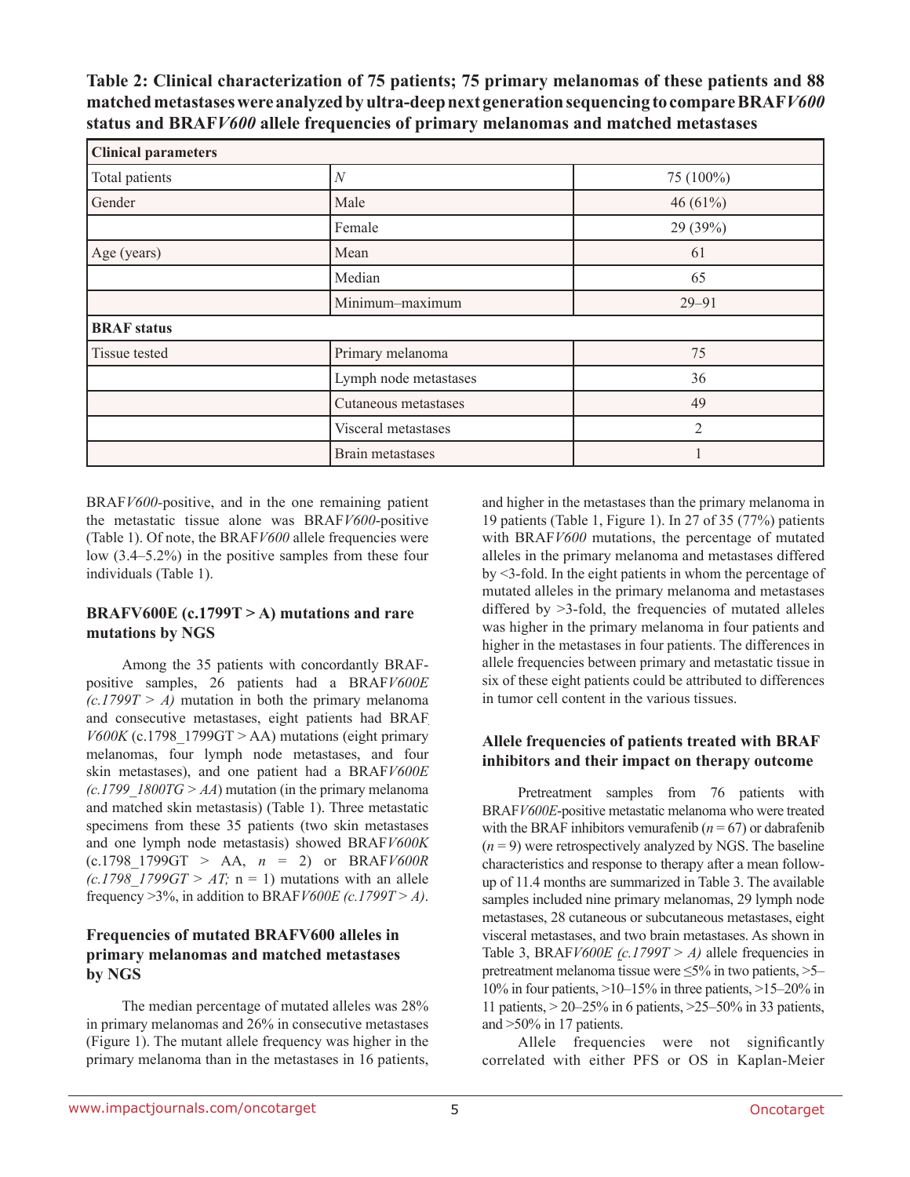**Table 2: Clinical characterization of 75 patients; 75 primary melanomas of these patients and 88 matched metastases were analyzed by ultra-deep next generation sequencing to compare BRAF*V600* status and BRAF*V600* allele frequencies of primary melanomas and matched metastases**

| **Clinical parameters** | | |
|---|---|---|
| Total patients | *N* | 75 (100%) |
| Gender | Male | 46 (61%) |
| | Female | 29 (39%) |
| Age (years) | Mean | 61 |
| | Median | 65 |
| | Minimum–maximum | 29–91 |
| **BRAF status** | | |
| Tissue tested | Primary melanoma | 75 |
| | Lymph node metastases | 36 |
| | Cutaneous metastases | 49 |
| | Visceral metastases | 2 |
| | Brain metastases | 1 |

BRAF*V600*-positive, and in the one remaining patient the metastatic tissue alone was BRAF*V600*-positive (Table 1). Of note, the BRAF*V600* allele frequencies were low (3.4–5.2%) in the positive samples from these four individuals (Table 1).

### BRAFV600E (c.1799T > A) mutations and rare mutations by NGS

Among the 35 patients with concordantly BRAF-positive samples, 26 patients had a BRAF*V600E (c.1799T > A)* mutation in both the primary melanoma and consecutive metastases, eight patients had BRAF *V600K* (c.1798_1799GT > AA) mutations (eight primary melanomas, four lymph node metastases, and four skin metastases), and one patient had a BRAF*V600E (c.1799_1800TG > AA*) mutation (in the primary melanoma and matched skin metastasis) (Table 1). Three metastatic specimens from these 35 patients (two skin metastases and one lymph node metastasis) showed BRAF*V600K* (c.1798_1799GT > AA, *n* = 2) or BRAF*V600R (c.1798_1799GT > AT;* n = 1) mutations with an allele frequency >3%, in addition to BRAF*V600E (c.1799T > A)*.

### Frequencies of mutated BRAFV600 alleles in primary melanomas and matched metastases by NGS

The median percentage of mutated alleles was 28% in primary melanomas and 26% in consecutive metastases (Figure 1). The mutant allele frequency was higher in the primary melanoma than in the metastases in 16 patients, and higher in the metastases than the primary melanoma in 19 patients (Table 1, Figure 1). In 27 of 35 (77%) patients with BRAF*V600* mutations, the percentage of mutated alleles in the primary melanoma and metastases differed by <3-fold. In the eight patients in whom the percentage of mutated alleles in the primary melanoma and metastases differed by >3-fold, the frequencies of mutated alleles was higher in the primary melanoma in four patients and higher in the metastases in four patients. The differences in allele frequencies between primary and metastatic tissue in six of these eight patients could be attributed to differences in tumor cell content in the various tissues.

### Allele frequencies of patients treated with BRAF inhibitors and their impact on therapy outcome

Pretreatment samples from 76 patients with BRAF*V600E*-positive metastatic melanoma who were treated with the BRAF inhibitors vemurafenib (*n* = 67) or dabrafenib (*n* = 9) were retrospectively analyzed by NGS. The baseline characteristics and response to therapy after a mean follow-up of 11.4 months are summarized in Table 3. The available samples included nine primary melanomas, 29 lymph node metastases, 28 cutaneous or subcutaneous metastases, eight visceral metastases, and two brain metastases. As shown in Table 3, BRAF*V600E (c.1799T > A)* allele frequencies in pretreatment melanoma tissue were ≤5% in two patients, >5–10% in four patients, >10–15% in three patients, >15–20% in 11 patients, > 20–25% in 6 patients, >25–50% in 33 patients, and >50% in 17 patients.

Allele frequencies were not significantly correlated with either PFS or OS in Kaplan-Meier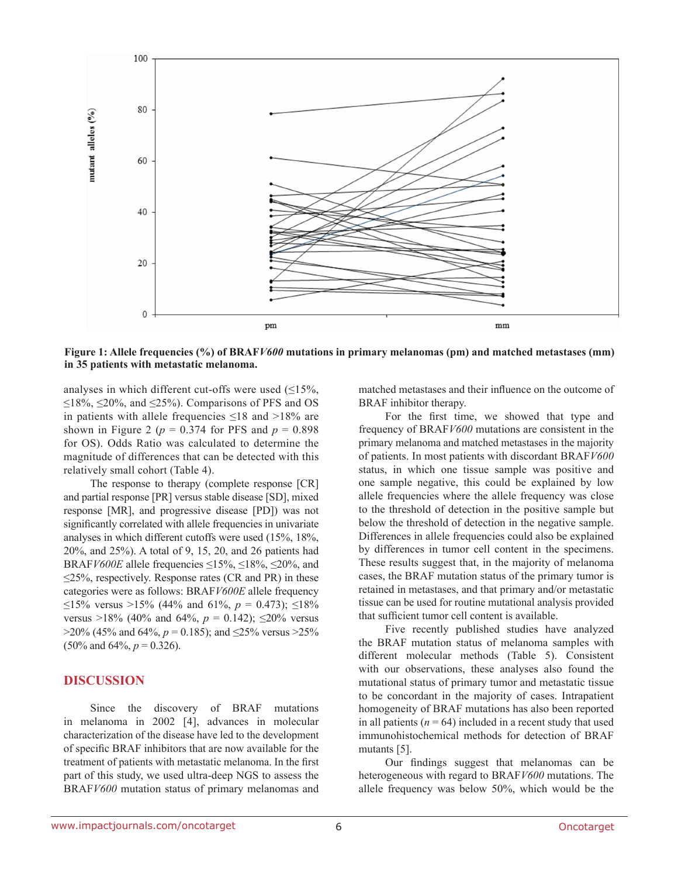**Figure 1: Allele frequencies (%) of BRAF*V600* mutations in primary melanomas (pm) and matched metastases (mm) in 35 patients with metastatic melanoma.**

analyses in which different cut-offs were used (≤15%, ≤18%, ≤20%, and ≤25%). Comparisons of PFS and OS in patients with allele frequencies ≤18 and >18% are shown in Figure 2 ($p$ = 0.374 for PFS and $p$ = 0.898 for OS). Odds Ratio was calculated to determine the magnitude of differences that can be detected with this relatively small cohort (Table 4).

The response to therapy (complete response [CR] and partial response [PR] versus stable disease [SD], mixed response [MR], and progressive disease [PD]) was not significantly correlated with allele frequencies in univariate analyses in which different cutoffs were used (15%, 18%, 20%, and 25%). A total of 9, 15, 20, and 26 patients had BRAF*V600E* allele frequencies ≤15%, ≤18%, ≤20%, and ≤25%, respectively. Response rates (CR and PR) in these categories were as follows: BRAF*V600E* allele frequency ≤15% versus >15% (44% and 61%, $p$ = 0.473); ≤18% versus >18% (40% and 64%, $p$ = 0.142); ≤20% versus >20% (45% and 64%, $p$ = 0.185); and ≤25% versus >25% (50% and 64%, $p$ = 0.326).

## DISCUSSION

Since the discovery of BRAF mutations in melanoma in 2002 [4], advances in molecular characterization of the disease have led to the development of specific BRAF inhibitors that are now available for the treatment of patients with metastatic melanoma. In the first part of this study, we used ultra-deep NGS to assess the BRAF*V600* mutation status of primary melanomas and matched metastases and their influence on the outcome of BRAF inhibitor therapy.

For the first time, we showed that type and frequency of BRAF*V600* mutations are consistent in the primary melanoma and matched metastases in the majority of patients. In most patients with discordant BRAF*V600* status, in which one tissue sample was positive and one sample negative, this could be explained by low allele frequencies where the allele frequency was close to the threshold of detection in the positive sample but below the threshold of detection in the negative sample. Differences in allele frequencies could also be explained by differences in tumor cell content in the specimens. These results suggest that, in the majority of melanoma cases, the BRAF mutation status of the primary tumor is retained in metastases, and that primary and/or metastatic tissue can be used for routine mutational analysis provided that sufficient tumor cell content is available.

Five recently published studies have analyzed the BRAF mutation status of melanoma samples with different molecular methods (Table 5). Consistent with our observations, these analyses also found the mutational status of primary tumor and metastatic tissue to be concordant in the majority of cases. Intrapatient homogeneity of BRAF mutations has also been reported in all patients ($n$ = 64) included in a recent study that used immunohistochemical methods for detection of BRAF mutants [5].

Our findings suggest that melanomas can be heterogeneous with regard to BRAF*V600* mutations. The allele frequency was below 50%, which would be the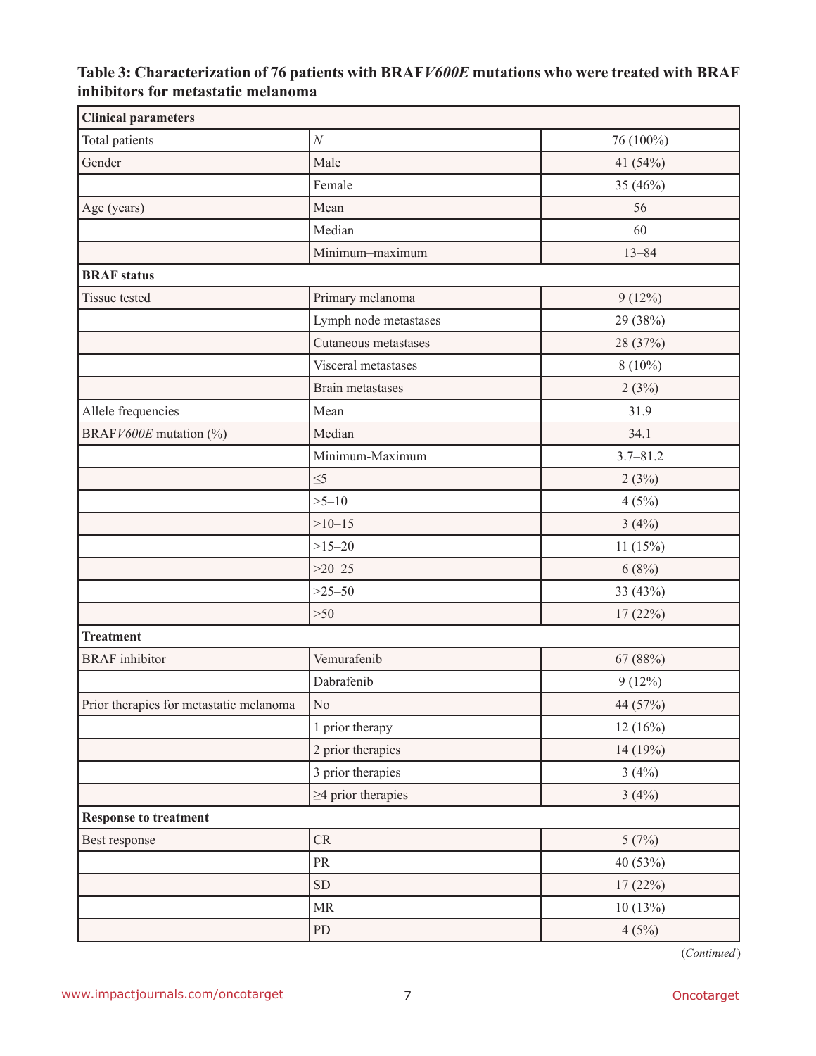**Table 3: Characterization of 76 patients with BRAF*V600E* mutations who were treated with BRAF inhibitors for metastatic melanoma**

| **Clinical parameters** | | |
|---|---|---|
| Total patients | *N* | 76 (100%) |
| Gender | Male | 41 (54%) |
| | Female | 35 (46%) |
| Age (years) | Mean | 56 |
| | Median | 60 |
| | Minimum–maximum | 13–84 |
| **BRAF status** | | |
| Tissue tested | Primary melanoma | 9 (12%) |
| | Lymph node metastases | 29 (38%) |
| | Cutaneous metastases | 28 (37%) |
| | Visceral metastases | 8 (10%) |
| | Brain metastases | 2 (3%) |
| Allele frequencies | Mean | 31.9 |
| BRAF*V600E* mutation (%) | Median | 34.1 |
| | Minimum-Maximum | 3.7–81.2 |
| | ≤5 | 2 (3%) |
| | >5–10 | 4 (5%) |
| | >10–15 | 3 (4%) |
| | >15–20 | 11 (15%) |
| | >20–25 | 6 (8%) |
| | >25–50 | 33 (43%) |
| | >50 | 17 (22%) |
| **Treatment** | | |
| BRAF inhibitor | Vemurafenib | 67 (88%) |
| | Dabrafenib | 9 (12%) |
| Prior therapies for metastatic melanoma | No | 44 (57%) |
| | 1 prior therapy | 12 (16%) |
| | 2 prior therapies | 14 (19%) |
| | 3 prior therapies | 3 (4%) |
| | ≥4 prior therapies | 3 (4%) |
| **Response to treatment** | | |
| Best response | CR | 5 (7%) |
| | PR | 40 (53%) |
| | SD | 17 (22%) |
| | MR | 10 (13%) |
| | PD | 4 (5%) |

(*Continued*)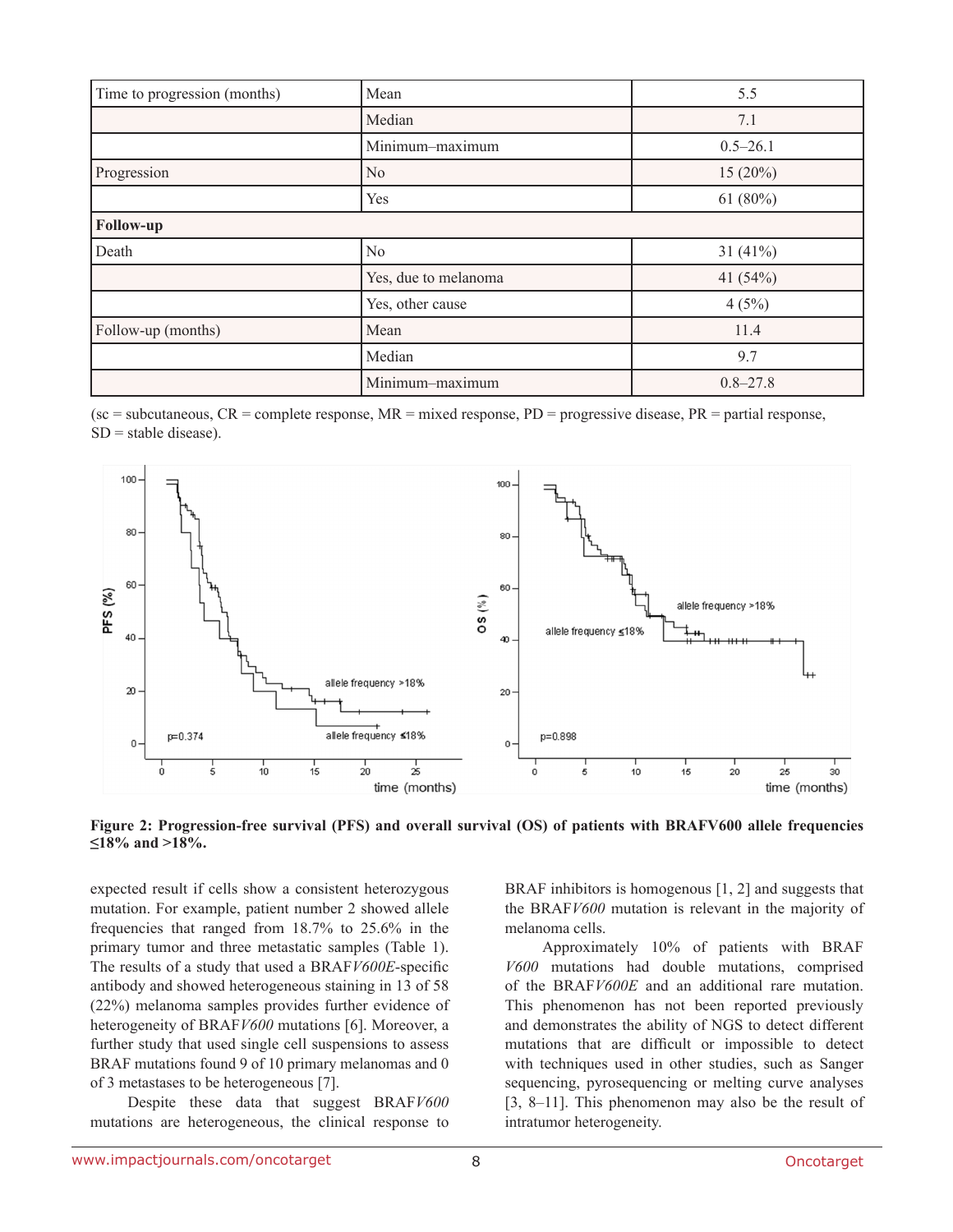| Time to progression (months) | Mean | 5.5 |
|---|---|---|
| | Median | 7.1 |
| | Minimum–maximum | 0.5–26.1 |
| Progression | No | 15 (20%) |
| | Yes | 61 (80%) |
| **Follow-up** | | |
| Death | No | 31 (41%) |
| | Yes, due to melanoma | 41 (54%) |
| | Yes, other cause | 4 (5%) |
| Follow-up (months) | Mean | 11.4 |
| | Median | 9.7 |
| | Minimum–maximum | 0.8–27.8 |

(sc = subcutaneous, CR = complete response, MR = mixed response, PD = progressive disease, PR = partial response, SD = stable disease).

**Figure 2: Progression-free survival (PFS) and overall survival (OS) of patients with BRAFV600 allele frequencies ≤18% and >18%.**

expected result if cells show a consistent heterozygous mutation. For example, patient number 2 showed allele frequencies that ranged from 18.7% to 25.6% in the primary tumor and three metastatic samples (Table 1). The results of a study that used a BRAF*V600E*-specific antibody and showed heterogeneous staining in 13 of 58 (22%) melanoma samples provides further evidence of heterogeneity of BRAF*V600* mutations [6]. Moreover, a further study that used single cell suspensions to assess BRAF mutations found 9 of 10 primary melanomas and 0 of 3 metastases to be heterogeneous [7].

Despite these data that suggest BRAF*V600* mutations are heterogeneous, the clinical response to BRAF inhibitors is homogenous [1, 2] and suggests that the BRAF*V600* mutation is relevant in the majority of melanoma cells.

Approximately 10% of patients with BRAF *V600* mutations had double mutations, comprised of the BRAF*V600E* and an additional rare mutation. This phenomenon has not been reported previously and demonstrates the ability of NGS to detect different mutations that are difficult or impossible to detect with techniques used in other studies, such as Sanger sequencing, pyrosequencing or melting curve analyses [3, 8–11]. This phenomenon may also be the result of intratumor heterogeneity.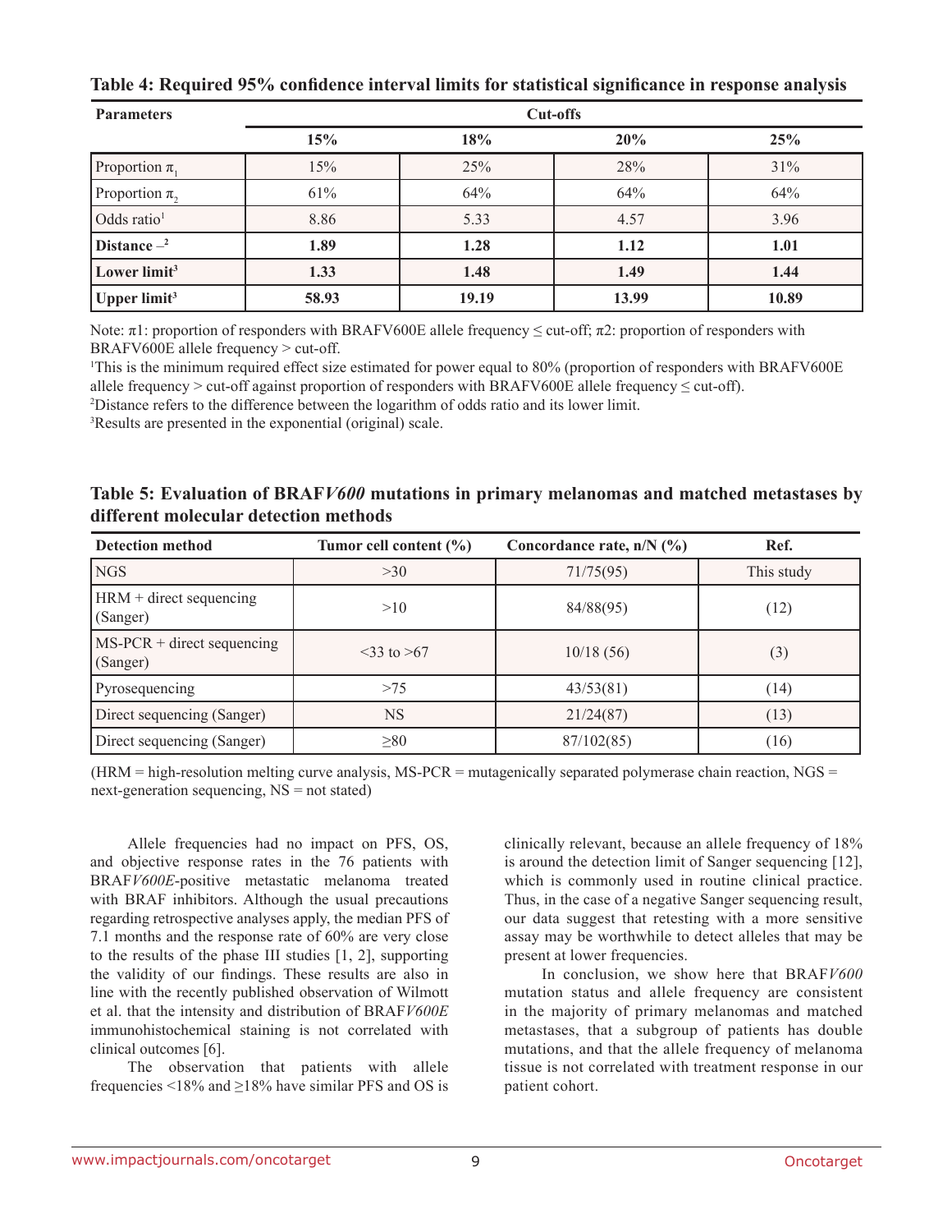**Table 4: Required 95% confidence interval limits for statistical significance in response analysis**

| Parameters | Cut-offs | | | |
|---|---|---|---|---|
| | 15% | 18% | 20% | 25% |
| Proportion $\pi_1$ | 15% | 25% | 28% | 31% |
| Proportion $\pi_2$ | 61% | 64% | 64% | 64% |
| Odds ratio[1] | 8.86 | 5.33 | 4.57 | 3.96 |
| **Distance –[2]** | **1.89** | **1.28** | **1.12** | **1.01** |
| **Lower limit[3]** | **1.33** | **1.48** | **1.49** | **1.44** |
| **Upper limit[3]** | **58.93** | **19.19** | **13.99** | **10.89** |

Note: π1: proportion of responders with BRAFV600E allele frequency ≤ cut-off; π2: proportion of responders with BRAFV600E allele frequency > cut-off.

[1]This is the minimum required effect size estimated for power equal to 80% (proportion of responders with BRAFV600E allele frequency > cut-off against proportion of responders with BRAFV600E allele frequency ≤ cut-off).

[2]Distance refers to the difference between the logarithm of odds ratio and its lower limit.

[3]Results are presented in the exponential (original) scale.

**Table 5: Evaluation of BRAF*V600* mutations in primary melanomas and matched metastases by different molecular detection methods**

| Detection method | Tumor cell content (%) | Concordance rate, n/N (%) | Ref. |
|---|---|---|---|
| NGS | >30 | 71/75(95) | This study |
| HRM + direct sequencing (Sanger) | >10 | 84/88(95) | (12) |
| MS-PCR + direct sequencing (Sanger) | <33 to >67 | 10/18 (56) | (3) |
| Pyrosequencing | >75 | 43/53(81) | (14) |
| Direct sequencing (Sanger) | NS | 21/24(87) | (13) |
| Direct sequencing (Sanger) | ≥80 | 87/102(85) | (16) |

(HRM = high-resolution melting curve analysis, MS-PCR = mutagenically separated polymerase chain reaction, NGS = next-generation sequencing, NS = not stated)

Allele frequencies had no impact on PFS, OS, and objective response rates in the 76 patients with BRAF*V600E*-positive metastatic melanoma treated with BRAF inhibitors. Although the usual precautions regarding retrospective analyses apply, the median PFS of 7.1 months and the response rate of 60% are very close to the results of the phase III studies [1, 2], supporting the validity of our findings. These results are also in line with the recently published observation of Wilmott et al. that the intensity and distribution of BRAF*V600E* immunohistochemical staining is not correlated with clinical outcomes [6].

The observation that patients with allele frequencies <18% and ≥18% have similar PFS and OS is clinically relevant, because an allele frequency of 18% is around the detection limit of Sanger sequencing [12], which is commonly used in routine clinical practice. Thus, in the case of a negative Sanger sequencing result, our data suggest that retesting with a more sensitive assay may be worthwhile to detect alleles that may be present at lower frequencies.

In conclusion, we show here that BRAF*V600* mutation status and allele frequency are consistent in the majority of primary melanomas and matched metastases, that a subgroup of patients has double mutations, and that the allele frequency of melanoma tissue is not correlated with treatment response in our patient cohort.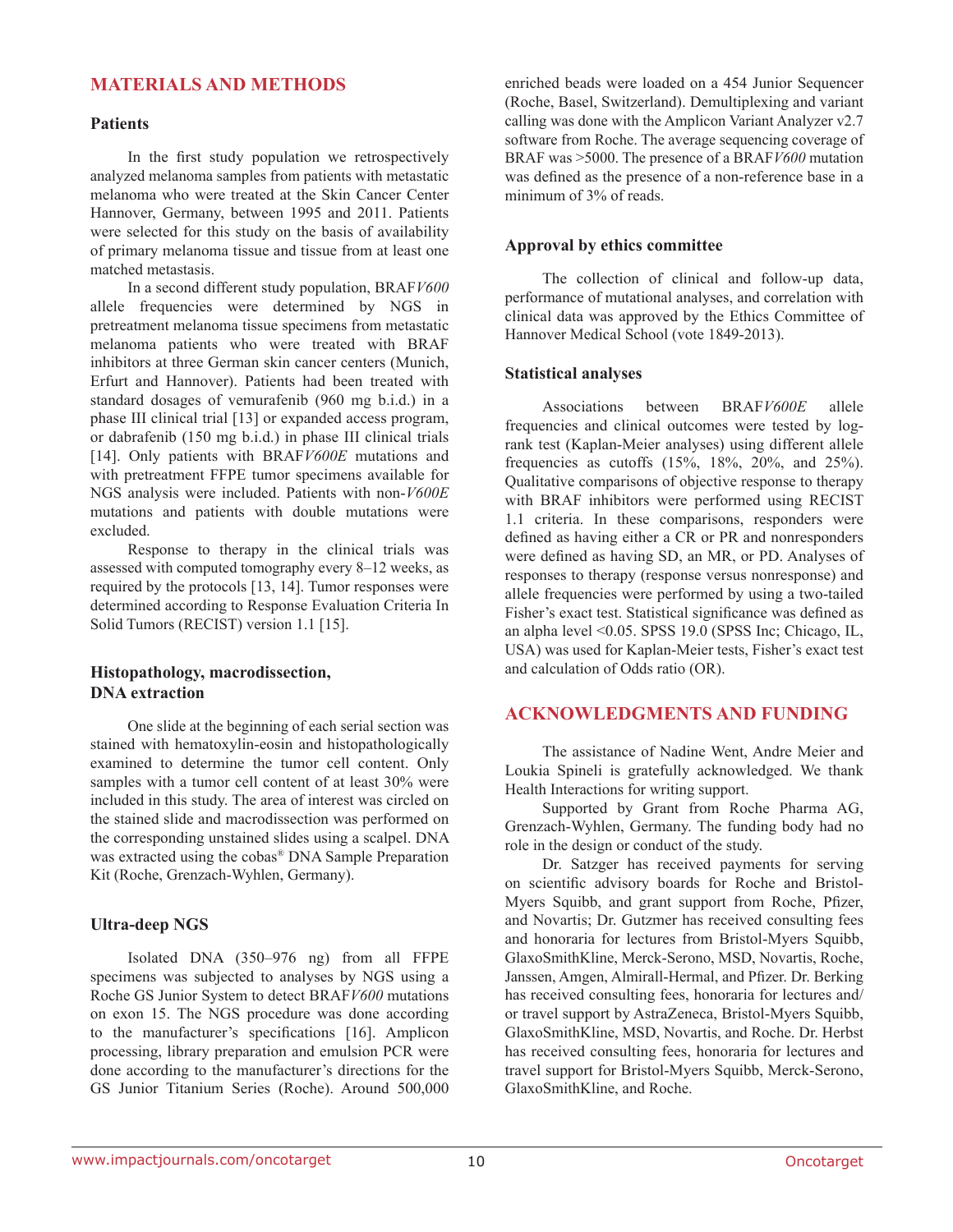## MATERIALS AND METHODS

### Patients

In the first study population we retrospectively analyzed melanoma samples from patients with metastatic melanoma who were treated at the Skin Cancer Center Hannover, Germany, between 1995 and 2011. Patients were selected for this study on the basis of availability of primary melanoma tissue and tissue from at least one matched metastasis.

In a second different study population, BRAF*V600* allele frequencies were determined by NGS in pretreatment melanoma tissue specimens from metastatic melanoma patients who were treated with BRAF inhibitors at three German skin cancer centers (Munich, Erfurt and Hannover). Patients had been treated with standard dosages of vemurafenib (960 mg b.i.d.) in a phase III clinical trial [13] or expanded access program, or dabrafenib (150 mg b.i.d.) in phase III clinical trials [14]. Only patients with BRAF*V600E* mutations and with pretreatment FFPE tumor specimens available for NGS analysis were included. Patients with non-*V600E* mutations and patients with double mutations were excluded.

Response to therapy in the clinical trials was assessed with computed tomography every 8–12 weeks, as required by the protocols [13, 14]. Tumor responses were determined according to Response Evaluation Criteria In Solid Tumors (RECIST) version 1.1 [15].

### Histopathology, macrodissection, DNA extraction

One slide at the beginning of each serial section was stained with hematoxylin-eosin and histopathologically examined to determine the tumor cell content. Only samples with a tumor cell content of at least 30% were included in this study. The area of interest was circled on the stained slide and macrodissection was performed on the corresponding unstained slides using a scalpel. DNA was extracted using the cobas® DNA Sample Preparation Kit (Roche, Grenzach-Wyhlen, Germany).

### Ultra-deep NGS

Isolated DNA (350–976 ng) from all FFPE specimens was subjected to analyses by NGS using a Roche GS Junior System to detect BRAF*V600* mutations on exon 15. The NGS procedure was done according to the manufacturer's specifications [16]. Amplicon processing, library preparation and emulsion PCR were done according to the manufacturer's directions for the GS Junior Titanium Series (Roche). Around 500,000 enriched beads were loaded on a 454 Junior Sequencer (Roche, Basel, Switzerland). Demultiplexing and variant calling was done with the Amplicon Variant Analyzer v2.7 software from Roche. The average sequencing coverage of BRAF was >5000. The presence of a BRAF*V600* mutation was defined as the presence of a non-reference base in a minimum of 3% of reads.

### Approval by ethics committee

The collection of clinical and follow-up data, performance of mutational analyses, and correlation with clinical data was approved by the Ethics Committee of Hannover Medical School (vote 1849-2013).

### Statistical analyses

Associations between BRAF*V600E* allele frequencies and clinical outcomes were tested by log-rank test (Kaplan-Meier analyses) using different allele frequencies as cutoffs (15%, 18%, 20%, and 25%). Qualitative comparisons of objective response to therapy with BRAF inhibitors were performed using RECIST 1.1 criteria. In these comparisons, responders were defined as having either a CR or PR and nonresponders were defined as having SD, an MR, or PD. Analyses of responses to therapy (response versus nonresponse) and allele frequencies were performed by using a two-tailed Fisher's exact test. Statistical significance was defined as an alpha level <0.05. SPSS 19.0 (SPSS Inc; Chicago, IL, USA) was used for Kaplan-Meier tests, Fisher's exact test and calculation of Odds ratio (OR).

## ACKNOWLEDGMENTS AND FUNDING

The assistance of Nadine Went, Andre Meier and Loukia Spineli is gratefully acknowledged. We thank Health Interactions for writing support.

Supported by Grant from Roche Pharma AG, Grenzach-Wyhlen, Germany. The funding body had no role in the design or conduct of the study.

Dr. Satzger has received payments for serving on scientific advisory boards for Roche and Bristol-Myers Squibb, and grant support from Roche, Pfizer, and Novartis; Dr. Gutzmer has received consulting fees and honoraria for lectures from Bristol-Myers Squibb, GlaxoSmithKline, Merck-Serono, MSD, Novartis, Roche, Janssen, Amgen, Almirall-Hermal, and Pfizer. Dr. Berking has received consulting fees, honoraria for lectures and/or travel support by AstraZeneca, Bristol-Myers Squibb, GlaxoSmithKline, MSD, Novartis, and Roche. Dr. Herbst has received consulting fees, honoraria for lectures and travel support for Bristol-Myers Squibb, Merck-Serono, GlaxoSmithKline, and Roche.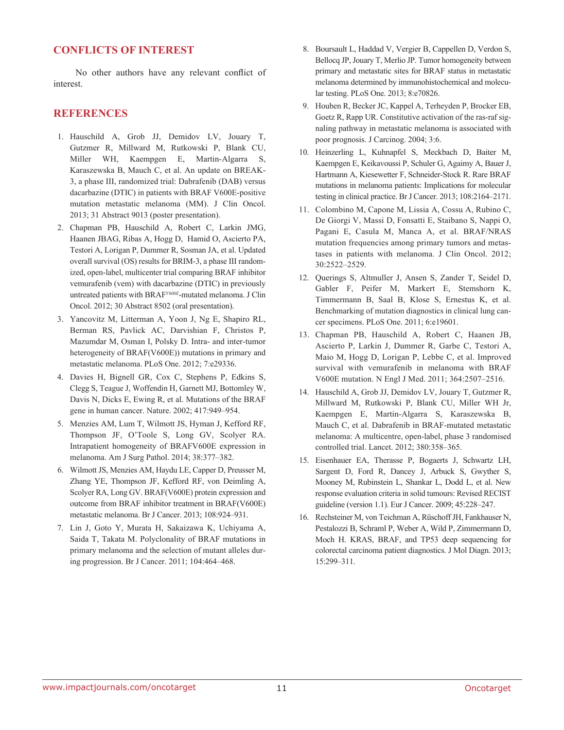## CONFLICTS OF INTEREST

No other authors have any relevant conflict of interest.

## REFERENCES

1. Hauschild A, Grob JJ, Demidov LV, Jouary T, Gutzmer R, Millward M, Rutkowski P, Blank CU, Miller WH, Kaempgen E, Martin-Algarra S, Karaszewska B, Mauch C, et al. An update on BREAK-3, a phase III, randomized trial: Dabrafenib (DAB) versus dacarbazine (DTIC) in patients with BRAF V600E-positive mutation metastatic melanoma (MM). J Clin Oncol. 2013; 31 Abstract 9013 (poster presentation).
2. Chapman PB, Hauschild A, Robert C, Larkin JMG, Haanen JBAG, Ribas A, Hogg D, Hamid O, Ascierto PA, Testori A, Lorigan P, Dummer R, Sosman JA, et al. Updated overall survival (OS) results for BRIM-3, a phase III randomized, open-label, multicenter trial comparing BRAF inhibitor vemurafenib (vem) with dacarbazine (DTIC) in previously untreated patients with BRAF*V600E*-mutated melanoma. J Clin Oncol. 2012; 30 Abstract 8502 (oral presentation).
3. Yancovitz M, Litterman A, Yoon J, Ng E, Shapiro RL, Berman RS, Pavlick AC, Darvishian F, Christos P, Mazumdar M, Osman I, Polsky D. Intra- and inter-tumor heterogeneity of BRAF(V600E)) mutations in primary and metastatic melanoma. PLoS One. 2012; 7:e29336.
4. Davies H, Bignell GR, Cox C, Stephens P, Edkins S, Clegg S, Teague J, Woffendin H, Garnett MJ, Bottomley W, Davis N, Dicks E, Ewing R, et al. Mutations of the BRAF gene in human cancer. Nature. 2002; 417:949–954.
5. Menzies AM, Lum T, Wilmott JS, Hyman J, Kefford RF, Thompson JF, O'Toole S, Long GV, Scolyer RA. Intrapatient homogeneity of BRAFV600E expression in melanoma. Am J Surg Pathol. 2014; 38:377–382.
6. Wilmott JS, Menzies AM, Haydu LE, Capper D, Preusser M, Zhang YE, Thompson JF, Kefford RF, von Deimling A, Scolyer RA, Long GV. BRAF(V600E) protein expression and outcome from BRAF inhibitor treatment in BRAF(V600E) metastatic melanoma. Br J Cancer. 2013; 108:924–931.
7. Lin J, Goto Y, Murata H, Sakaizawa K, Uchiyama A, Saida T, Takata M. Polyclonality of BRAF mutations in primary melanoma and the selection of mutant alleles during progression. Br J Cancer. 2011; 104:464–468.
8. Boursault L, Haddad V, Vergier B, Cappellen D, Verdon S, Bellocq JP, Jouary T, Merlio JP. Tumor homogeneity between primary and metastatic sites for BRAF status in metastatic melanoma determined by immunohistochemical and molecular testing. PLoS One. 2013; 8:e70826.
9. Houben R, Becker JC, Kappel A, Terheyden P, Brocker EB, Goetz R, Rapp UR. Constitutive activation of the ras-raf signaling pathway in metastatic melanoma is associated with poor prognosis. J Carcinog. 2004; 3:6.
10. Heinzerling L, Kuhnapfel S, Meckbach D, Baiter M, Kaempgen E, Keikavoussi P, Schuler G, Agaimy A, Bauer J, Hartmann A, Kiesewetter F, Schneider-Stock R. Rare BRAF mutations in melanoma patients: Implications for molecular testing in clinical practice. Br J Cancer. 2013; 108:2164–2171.
11. Colombino M, Capone M, Lissia A, Cossu A, Rubino C, De Giorgi V, Massi D, Fonsatti E, Staibano S, Nappi O, Pagani E, Casula M, Manca A, et al. BRAF/NRAS mutation frequencies among primary tumors and metastases in patients with melanoma. J Clin Oncol. 2012; 30:2522–2529.
12. Querings S, Altmuller J, Ansen S, Zander T, Seidel D, Gabler F, Peifer M, Markert E, Stemshorn K, Timmermann B, Saal B, Klose S, Ernestus K, et al. Benchmarking of mutation diagnostics in clinical lung cancer specimens. PLoS One. 2011; 6:e19601.
13. Chapman PB, Hauschild A, Robert C, Haanen JB, Ascierto P, Larkin J, Dummer R, Garbe C, Testori A, Maio M, Hogg D, Lorigan P, Lebbe C, et al. Improved survival with vemurafenib in melanoma with BRAF V600E mutation. N Engl J Med. 2011; 364:2507–2516.
14. Hauschild A, Grob JJ, Demidov LV, Jouary T, Gutzmer R, Millward M, Rutkowski P, Blank CU, Miller WH Jr, Kaempgen E, Martin-Algarra S, Karaszewska B, Mauch C, et al. Dabrafenib in BRAF-mutated metastatic melanoma: A multicentre, open-label, phase 3 randomised controlled trial. Lancet. 2012; 380:358–365.
15. Eisenhauer EA, Therasse P, Bogaerts J, Schwartz LH, Sargent D, Ford R, Dancey J, Arbuck S, Gwyther S, Mooney M, Rubinstein L, Shankar L, Dodd L, et al. New response evaluation criteria in solid tumours: Revised RECIST guideline (version 1.1). Eur J Cancer. 2009; 45:228–247.
16. Rechsteiner M, von Teichman A, Rüschoff JH, Fankhauser N, Pestalozzi B, Schraml P, Weber A, Wild P, Zimmermann D, Moch H. KRAS, BRAF, and TP53 deep sequencing for colorectal carcinoma patient diagnostics. J Mol Diagn. 2013; 15:299–311.